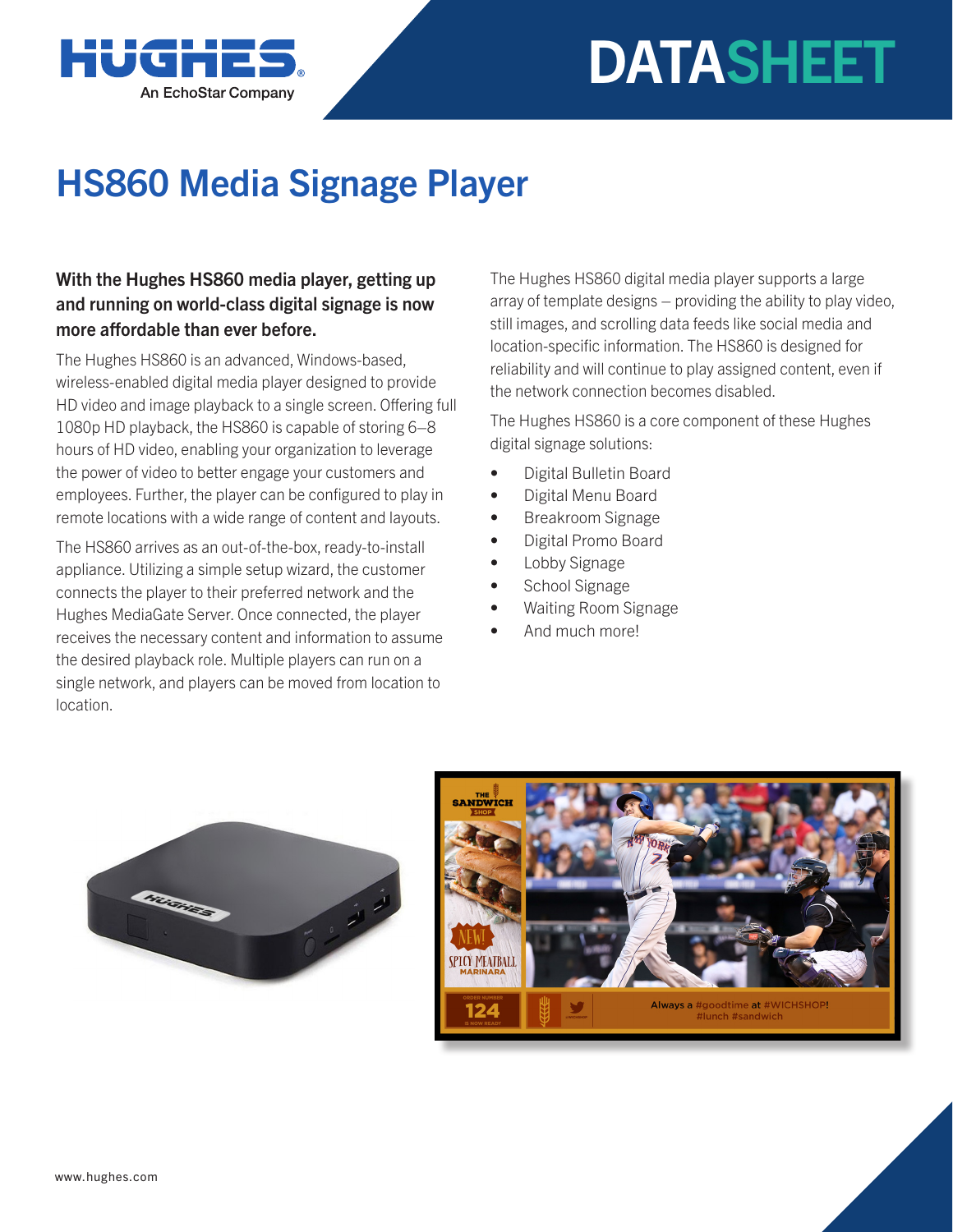# DATASHEET

# HS860 Media Signage Player

**With the Hughes HS860 media player, getting up and running on world-class digital signage is now more affordable than ever before.**

The Hughes HS860 is an advanced, Windows-based, wireless-enabled digital media player designed to provide HD video and image playback to a single screen. Offering full 1080p HD playback, the HS860 is capable of storing 6–8 hours of HD video, enabling your organization to leverage the power of video to better engage your customers and employees. Further, the player can be configured to play in remote locations with a wide range of content and layouts.

The HS860 arrives as an out-of-the-box, ready-to-install appliance. Utilizing a simple setup wizard, the customer connects the player to their preferred network and the Hughes MediaGate Server. Once connected, the player receives the necessary content and information to assume the desired playback role. Multiple players can run on a single network, and players can be moved from location to location.

The Hughes HS860 digital media player supports a large array of template designs – providing the ability to play video, still images, and scrolling data feeds like social media and location-specific information. The HS860 is designed for reliability and will continue to play assigned content, even if the network connection becomes disabled.

The Hughes HS860 is a core component of these Hughes digital signage solutions:

- Digital Bulletin Board
- Digital Menu Board
- Breakroom Signage
- Digital Promo Board
- Lobby Signage
- School Signage
- Waiting Room Signage
- And much more!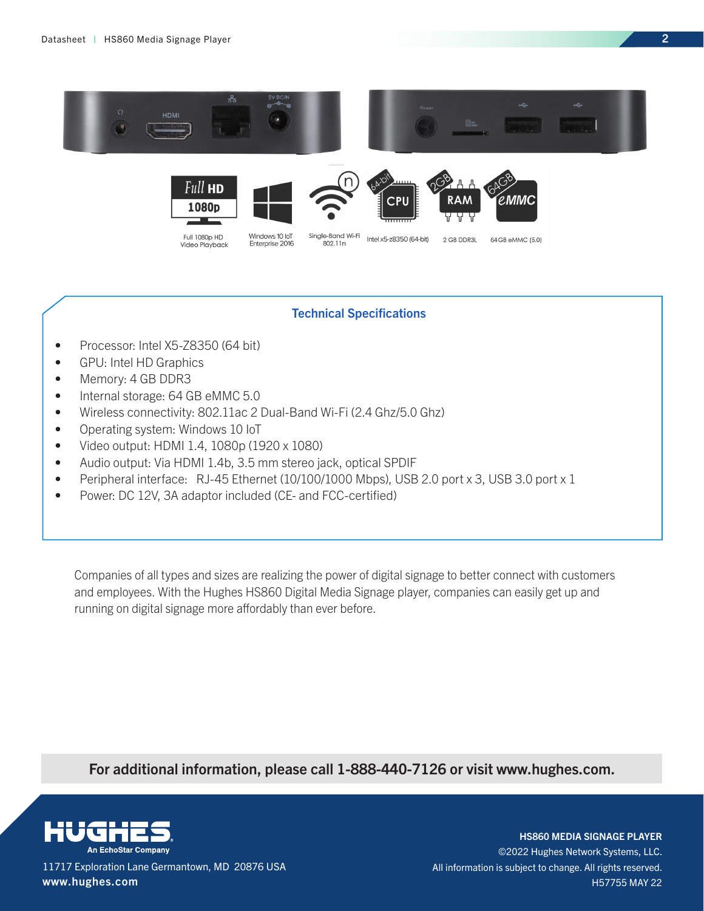Full HD 1080p

Full 1080p HD Video Playback

Windows 10 IoT Enterprise 2016

Single-Band Wi-Fi 802.11n

Intel x5-z8350 (64-bit)

2 GB DDR3L

64 GB eMMC (5.0)

## Technical Specifications

- Processor: Intel X5-Z8350 (64 bit)
- GPU: Intel HD Graphics
- Memory: 4 GB DDR3
- Internal storage: 64 GB eMMC 5.0
- Wireless connectivity: 802.11ac 2 Dual-Band Wi-Fi (2.4 Ghz/5.0 Ghz)
- Operating system: Windows 10 IoT
- Video output: HDMI 1.4, 1080p (1920 x 1080)
- Audio output: Via HDMI 1.4b, 3.5 mm stereo jack, optical SPDIF
- Peripheral interface: RJ-45 Ethernet (10/100/1000 Mbps), USB 2.0 port x 3, USB 3.0 port x 1
- Power: DC 12V, 3A adaptor included (CE- and FCC-certified)

Companies of all types and sizes are realizing the power of digital signage to better connect with customers and employees. With the Hughes HS860 Digital Media Signage player, companies can easily get up and running on digital signage more affordably than ever before.

**For additional information, please call 1-888-440-7126 or visit www.hughes.com.**

HUGHES An EchoStar Company

11717 Exploration Lane Germantown, MD 20876 USA
www.hughes.com

**HS860 MEDIA SIGNAGE PLAYER**
©2022 Hughes Network Systems, LLC.
All information is subject to change. All rights reserved.
H57755 MAY 22